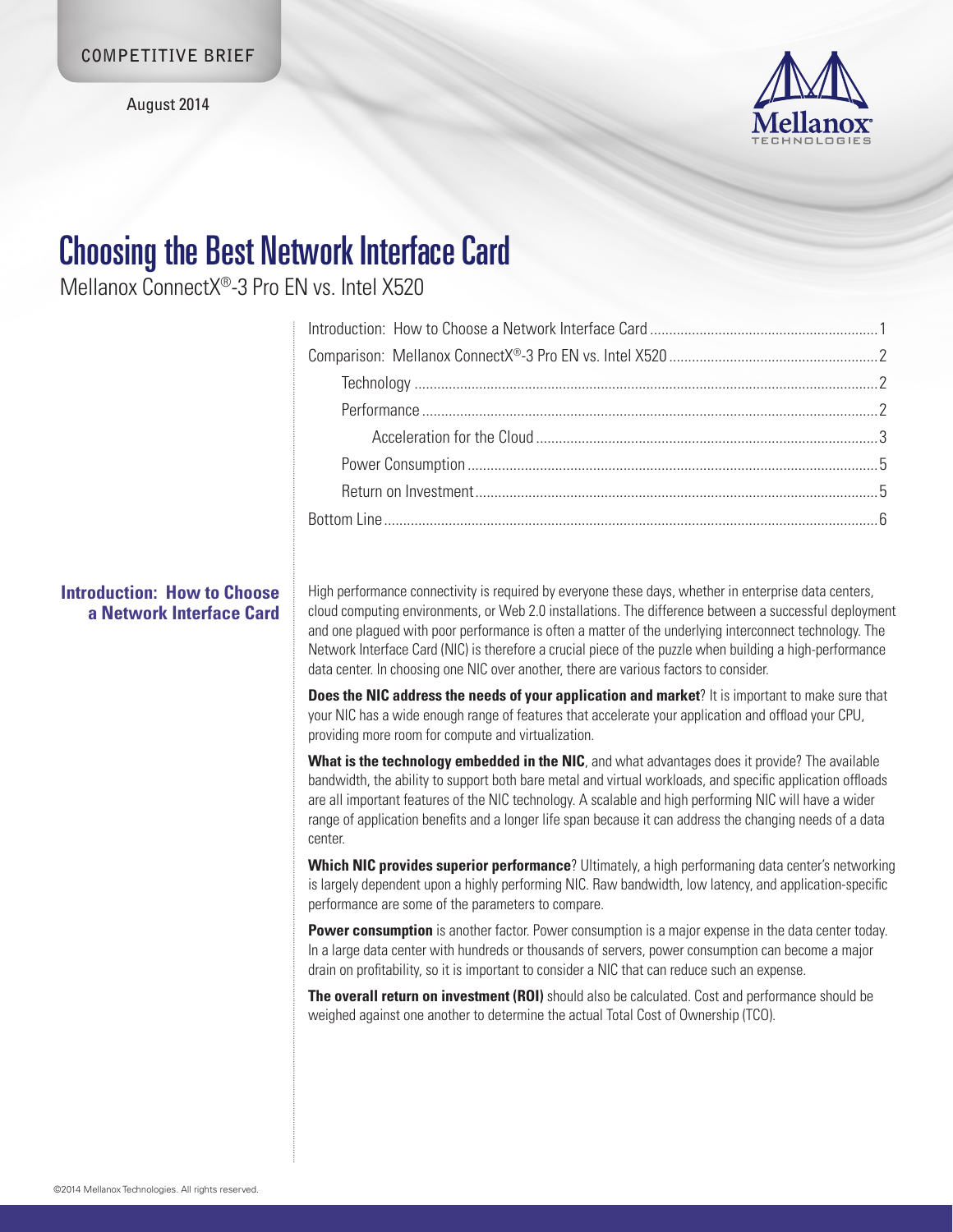COMPETITIVE BRIEF

August 2014

# Choosing the Best Network Interface Card

Mellanox ConnectX®-3 Pro EN vs. Intel X520

- Introduction: How to Choose a Network Interface Card ....... 1
- Comparison: Mellanox ConnectX®-3 Pro EN vs. Intel X520 ....... 2
  - Technology ....... 2
  - Performance ....... 2
    - Acceleration for the Cloud ....... 3
  - Power Consumption ....... 5
  - Return on Investment ....... 5
- Bottom Line ....... 6

## Introduction: How to Choose a Network Interface Card

High performance connectivity is required by everyone these days, whether in enterprise data centers, cloud computing environments, or Web 2.0 installations. The difference between a successful deployment and one plagued with poor performance is often a matter of the underlying interconnect technology. The Network Interface Card (NIC) is therefore a crucial piece of the puzzle when building a high-performance data center. In choosing one NIC over another, there are various factors to consider.

**Does the NIC address the needs of your application and market**? It is important to make sure that your NIC has a wide enough range of features that accelerate your application and offload your CPU, providing more room for compute and virtualization.

**What is the technology embedded in the NIC**, and what advantages does it provide? The available bandwidth, the ability to support both bare metal and virtual workloads, and specific application offloads are all important features of the NIC technology. A scalable and high performing NIC will have a wider range of application benefits and a longer life span because it can address the changing needs of a data center.

**Which NIC provides superior performance**? Ultimately, a high performaning data center's networking is largely dependent upon a highly performing NIC. Raw bandwidth, low latency, and application-specific performance are some of the parameters to compare.

**Power consumption** is another factor. Power consumption is a major expense in the data center today. In a large data center with hundreds or thousands of servers, power consumption can become a major drain on profitability, so it is important to consider a NIC that can reduce such an expense.

**The overall return on investment (ROI)** should also be calculated. Cost and performance should be weighed against one another to determine the actual Total Cost of Ownership (TCO).

©2014 Mellanox Technologies. All rights reserved.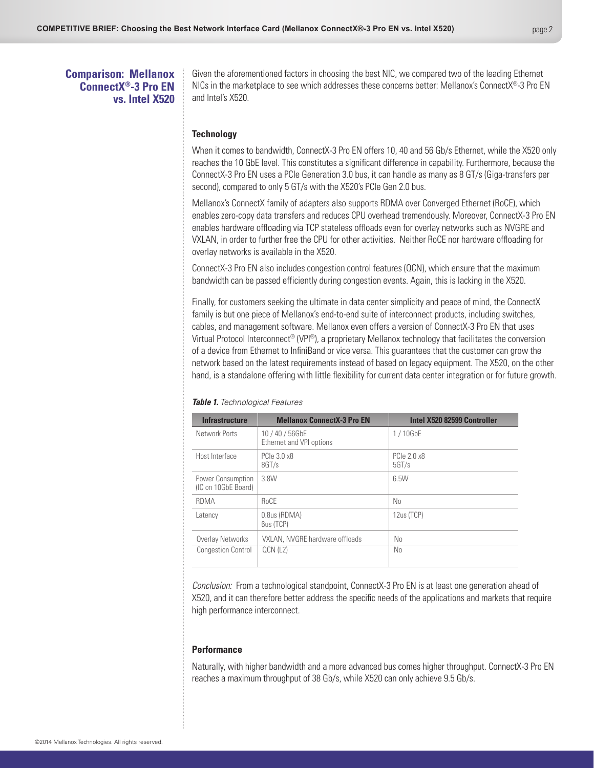## Comparison: Mellanox ConnectX®-3 Pro EN vs. Intel X520

Given the aforementioned factors in choosing the best NIC, we compared two of the leading Ethernet NICs in the marketplace to see which addresses these concerns better: Mellanox's ConnectX®-3 Pro EN and Intel's X520.

### Technology

When it comes to bandwidth, ConnectX-3 Pro EN offers 10, 40 and 56 Gb/s Ethernet, while the X520 only reaches the 10 GbE level. This constitutes a significant difference in capability. Furthermore, because the ConnectX-3 Pro EN uses a PCIe Generation 3.0 bus, it can handle as many as 8 GT/s (Giga-transfers per second), compared to only 5 GT/s with the X520's PCIe Gen 2.0 bus.

Mellanox's ConnectX family of adapters also supports RDMA over Converged Ethernet (RoCE), which enables zero-copy data transfers and reduces CPU overhead tremendously. Moreover, ConnectX-3 Pro EN enables hardware offloading via TCP stateless offloads even for overlay networks such as NVGRE and VXLAN, in order to further free the CPU for other activities. Neither RoCE nor hardware offloading for overlay networks is available in the X520.

ConnectX-3 Pro EN also includes congestion control features (QCN), which ensure that the maximum bandwidth can be passed efficiently during congestion events. Again, this is lacking in the X520.

Finally, for customers seeking the ultimate in data center simplicity and peace of mind, the ConnectX family is but one piece of Mellanox's end-to-end suite of interconnect products, including switches, cables, and management software. Mellanox even offers a version of ConnectX-3 Pro EN that uses Virtual Protocol Interconnect® (VPI®), a proprietary Mellanox technology that facilitates the conversion of a device from Ethernet to InfiniBand or vice versa. This guarantees that the customer can grow the network based on the latest requirements instead of based on legacy equipment. The X520, on the other hand, is a standalone offering with little flexibility for current data center integration or for future growth.

***Table 1.*** *Technological Features*

| Infrastructure | Mellanox ConnectX-3 Pro EN | Intel X520 82599 Controller |
|---|---|---|
| Network Ports | 10 / 40 / 56GbE Ethernet and VPI options | 1 / 10GbE |
| Host Interface | PCIe 3.0 x8 8GT/s | PCIe 2.0 x8 5GT/s |
| Power Consumption (IC on 10GbE Board) | 3.8W | 6.5W |
| RDMA | RoCE | No |
| Latency | 0.8us (RDMA) 6us (TCP) | 12us (TCP) |
| Overlay Networks | VXLAN, NVGRE hardware offloads | No |
| Congestion Control | QCN (L2) | No |

*Conclusion:* From a technological standpoint, ConnectX-3 Pro EN is at least one generation ahead of X520, and it can therefore better address the specific needs of the applications and markets that require high performance interconnect.

### Performance

Naturally, with higher bandwidth and a more advanced bus comes higher throughput. ConnectX-3 Pro EN reaches a maximum throughput of 38 Gb/s, while X520 can only achieve 9.5 Gb/s.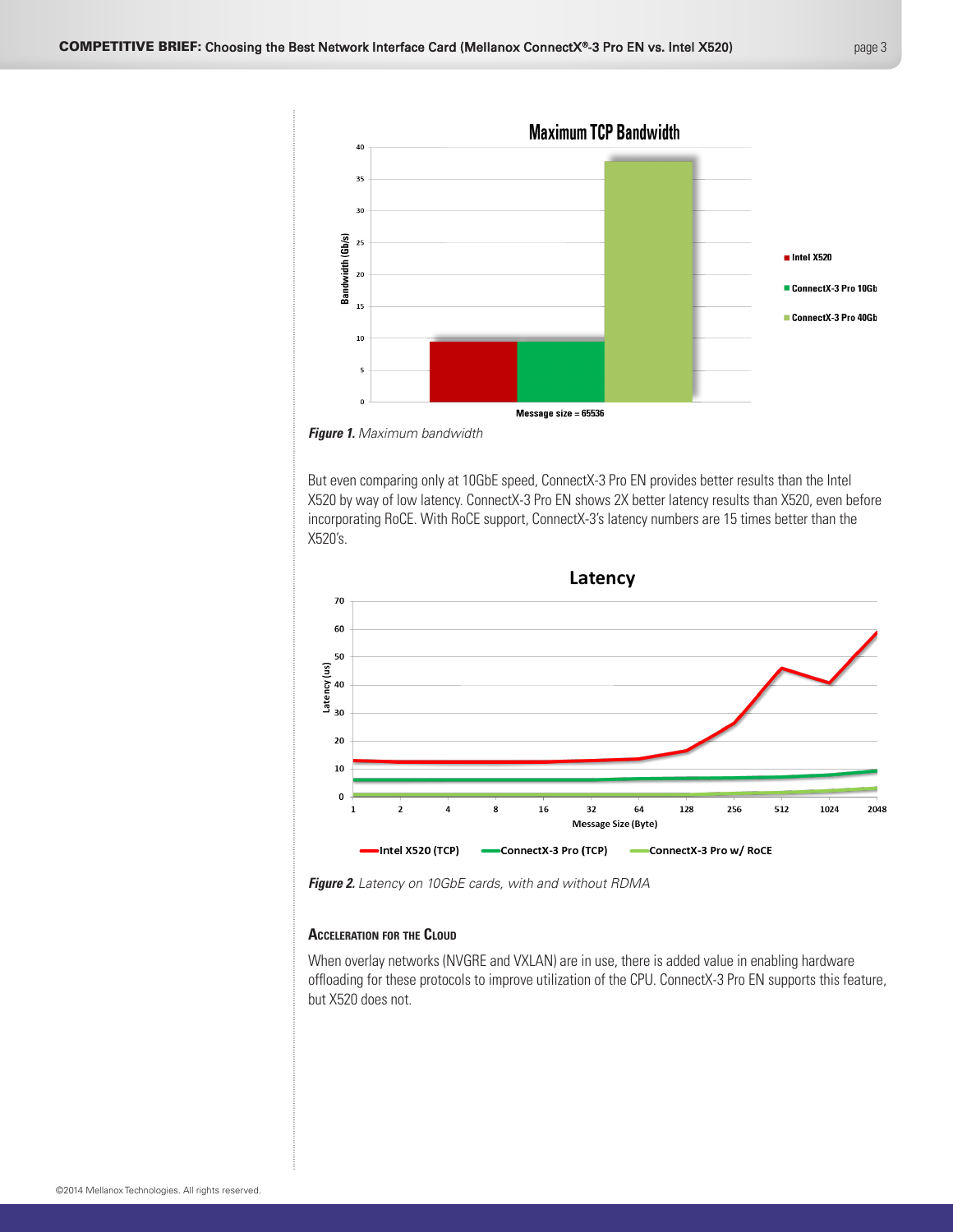*Figure 1.* Maximum bandwidth

But even comparing only at 10GbE speed, ConnectX-3 Pro EN provides better results than the Intel X520 by way of low latency. ConnectX-3 Pro EN shows 2X better latency results than X520, even before incorporating RoCE. With RoCE support, ConnectX-3's latency numbers are 15 times better than the X520's.

*Figure 2.* Latency on 10GbE cards, with and without RDMA

### Acceleration for the Cloud

When overlay networks (NVGRE and VXLAN) are in use, there is added value in enabling hardware offloading for these protocols to improve utilization of the CPU. ConnectX-3 Pro EN supports this feature, but X520 does not.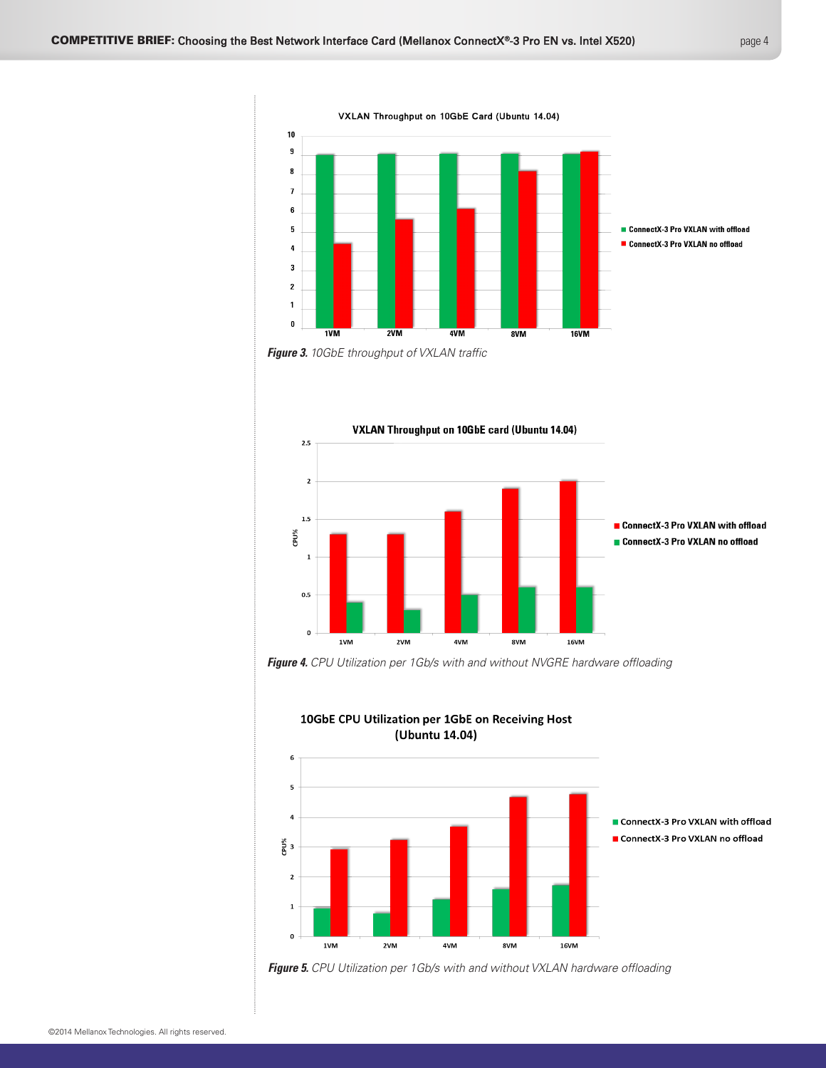VXLAN Throughput on 10GbE Card (Ubuntu 14.04)

*Figure 3.* 10GbE throughput of VXLAN traffic

VXLAN Throughput on 10GbE card (Ubuntu 14.04)

*Figure 4.* CPU Utilization per 1Gb/s with and without NVGRE hardware offloading

10GbE CPU Utilization per 1GbE on Receiving Host (Ubuntu 14.04)

*Figure 5.* CPU Utilization per 1Gb/s with and without VXLAN hardware offloading

©2014 Mellanox Technologies. All rights reserved.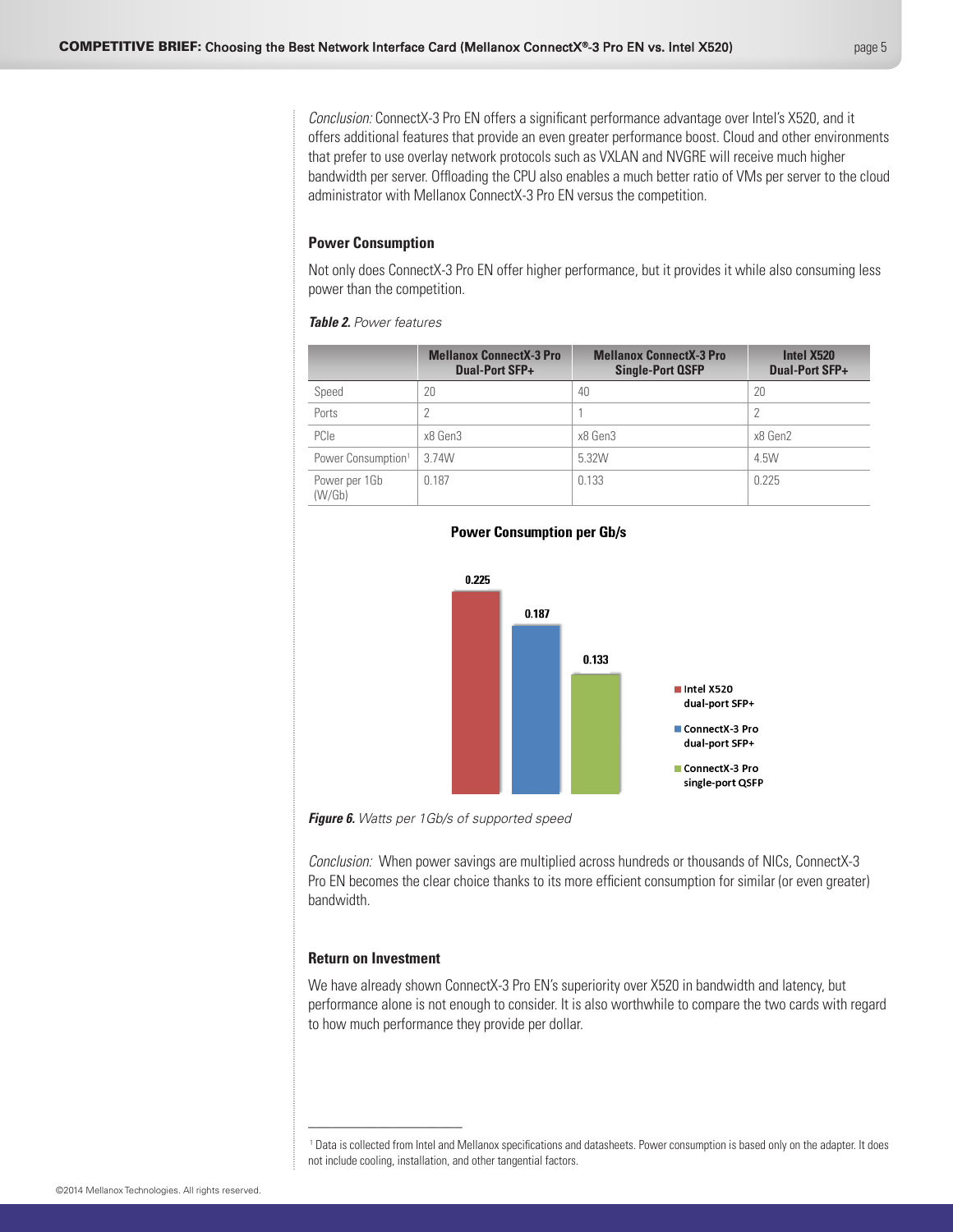*Conclusion:* ConnectX-3 Pro EN offers a significant performance advantage over Intel's X520, and it offers additional features that provide an even greater performance boost. Cloud and other environments that prefer to use overlay network protocols such as VXLAN and NVGRE will receive much higher bandwidth per server. Offloading the CPU also enables a much better ratio of VMs per server to the cloud administrator with Mellanox ConnectX-3 Pro EN versus the competition.

### Power Consumption

Not only does ConnectX-3 Pro EN offer higher performance, but it provides it while also consuming less power than the competition.

***Table 2.*** *Power features*

| | Mellanox ConnectX-3 Pro Dual-Port SFP+ | Mellanox ConnectX-3 Pro Single-Port QSFP | Intel X520 Dual-Port SFP+ |
|---|---|---|---|
| Speed | 20 | 40 | 20 |
| Ports | 2 | 1 | 2 |
| PCIe | x8 Gen3 | x8 Gen3 | x8 Gen2 |
| Power Consumption[1] | 3.74W | 5.32W | 4.5W |
| Power per 1Gb (W/Gb) | 0.187 | 0.133 | 0.225 |

**Power Consumption per Gb/s**

| | Watts per 1Gb/s |
|---|---|
| Intel X520 dual-port SFP+ | 0.225 |
| ConnectX-3 Pro dual-port SFP+ | 0.187 |
| ConnectX-3 Pro single-port QSFP | 0.133 |

***Figure 6.*** *Watts per 1Gb/s of supported speed*

*Conclusion:* When power savings are multiplied across hundreds or thousands of NICs, ConnectX-3 Pro EN becomes the clear choice thanks to its more efficient consumption for similar (or even greater) bandwidth.

### Return on Investment

We have already shown ConnectX-3 Pro EN's superiority over X520 in bandwidth and latency, but performance alone is not enough to consider. It is also worthwhile to compare the two cards with regard to how much performance they provide per dollar.

[1] Data is collected from Intel and Mellanox specifications and datasheets. Power consumption is based only on the adapter. It does not include cooling, installation, and other tangential factors.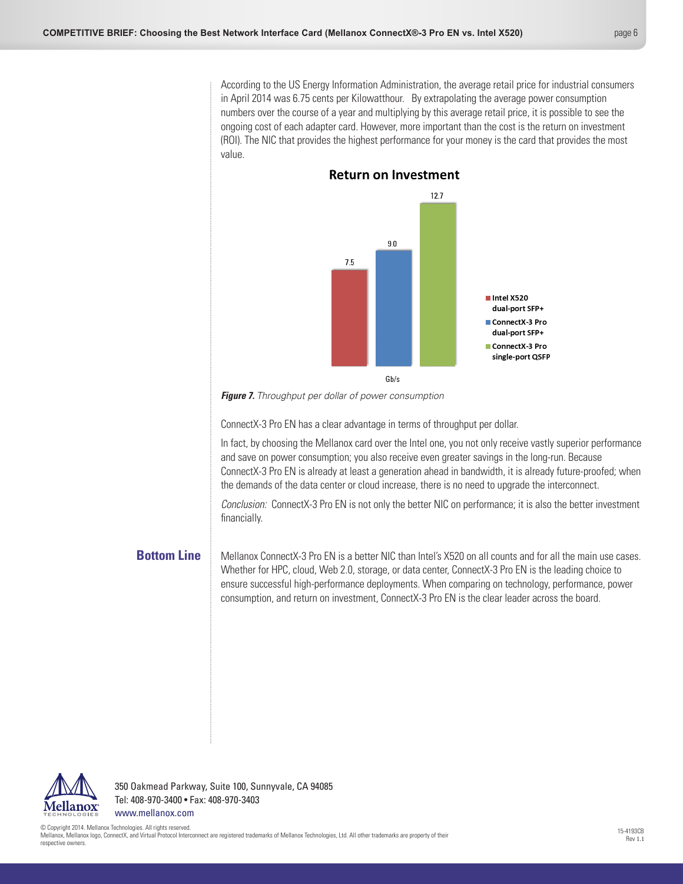According to the US Energy Information Administration, the average retail price for industrial consumers in April 2014 was 6.75 cents per Kilowatthour. By extrapolating the average power consumption numbers over the course of a year and multiplying by this average retail price, it is possible to see the ongoing cost of each adapter card. However, more important than the cost is the return on investment (ROI). The NIC that provides the highest performance for your money is the card that provides the most value.

**Return on Investment**

7.5
9.0
12.7

Intel X520 dual-port SFP+
ConnectX-3 Pro dual-port SFP+
ConnectX-3 Pro single-port QSFP

Gb/s

***Figure 7.*** *Throughput per dollar of power consumption*

ConnectX-3 Pro EN has a clear advantage in terms of throughput per dollar.

In fact, by choosing the Mellanox card over the Intel one, you not only receive vastly superior performance and save on power consumption; you also receive even greater savings in the long-run. Because ConnectX-3 Pro EN is already at least a generation ahead in bandwidth, it is already future-proofed; when the demands of the data center or cloud increase, there is no need to upgrade the interconnect.

*Conclusion:* ConnectX-3 Pro EN is not only the better NIC on performance; it is also the better investment financially.

## Bottom Line

Mellanox ConnectX-3 Pro EN is a better NIC than Intel's X520 on all counts and for all the main use cases. Whether for HPC, cloud, Web 2.0, storage, or data center, ConnectX-3 Pro EN is the leading choice to ensure successful high-performance deployments. When comparing on technology, performance, power consumption, and return on investment, ConnectX-3 Pro EN is the clear leader across the board.

350 Oakmead Parkway, Suite 100, Sunnyvale, CA 94085
Tel: 408-970-3400 • Fax: 408-970-3403
www.mellanox.com

© Copyright 2014. Mellanox Technologies. All rights reserved.
Mellanox, Mellanox logo, ConnectX, and Virtual Protocol Interconnect are registered trademarks of Mellanox Technologies, Ltd. All other trademarks are property of their respective owners.

15-4193CB
Rev 1.1